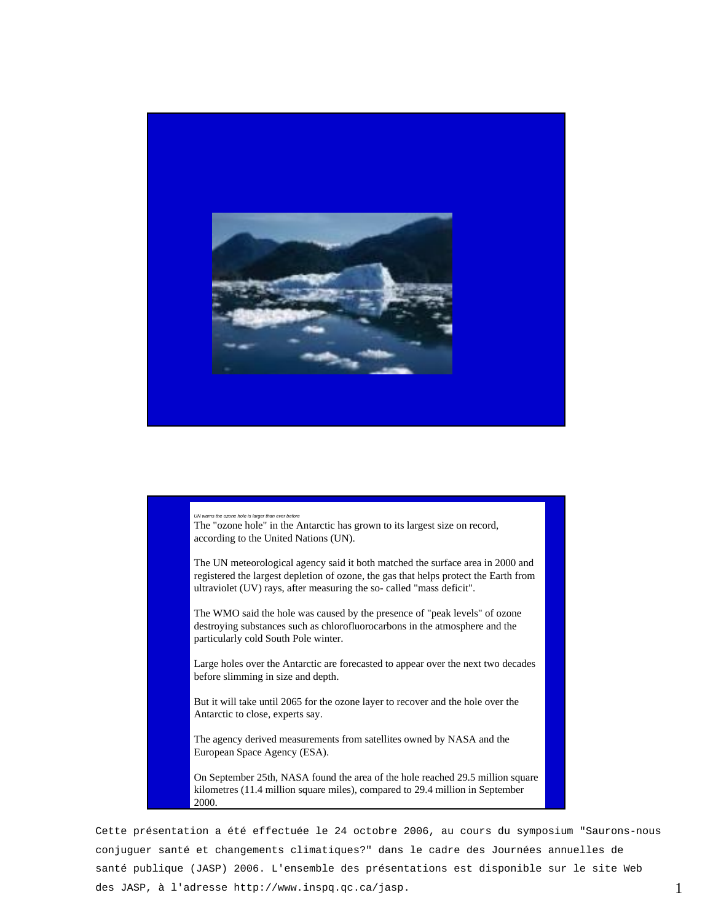*UN warns the ozone hole is larger than ever before*

The "ozone hole" in the Antarctic has grown to its largest size on record, according to the United Nations (UN).

The UN meteorological agency said it both matched the surface area in 2000 and registered the largest depletion of ozone, the gas that helps protect the Earth from ultraviolet (UV) rays, after measuring the so- called "mass deficit".

The WMO said the hole was caused by the presence of "peak levels" of ozone destroying substances such as chlorofluorocarbons in the atmosphere and the particularly cold South Pole winter.

Large holes over the Antarctic are forecasted to appear over the next two decades before slimming in size and depth.

But it will take until 2065 for the ozone layer to recover and the hole over the Antarctic to close, experts say.

The agency derived measurements from satellites owned by NASA and the European Space Agency (ESA).

On September 25th, NASA found the area of the hole reached 29.5 million square kilometres (11.4 million square miles), compared to 29.4 million in September 2000.

Cette présentation a été effectuée le 24 octobre 2006, au cours du symposium "Saurons-nous conjuguer santé et changements climatiques?" dans le cadre des Journées annuelles de santé publique (JASP) 2006. L'ensemble des présentations est disponible sur le site Web des JASP, à l'adresse http://www.inspq.qc.ca/jasp.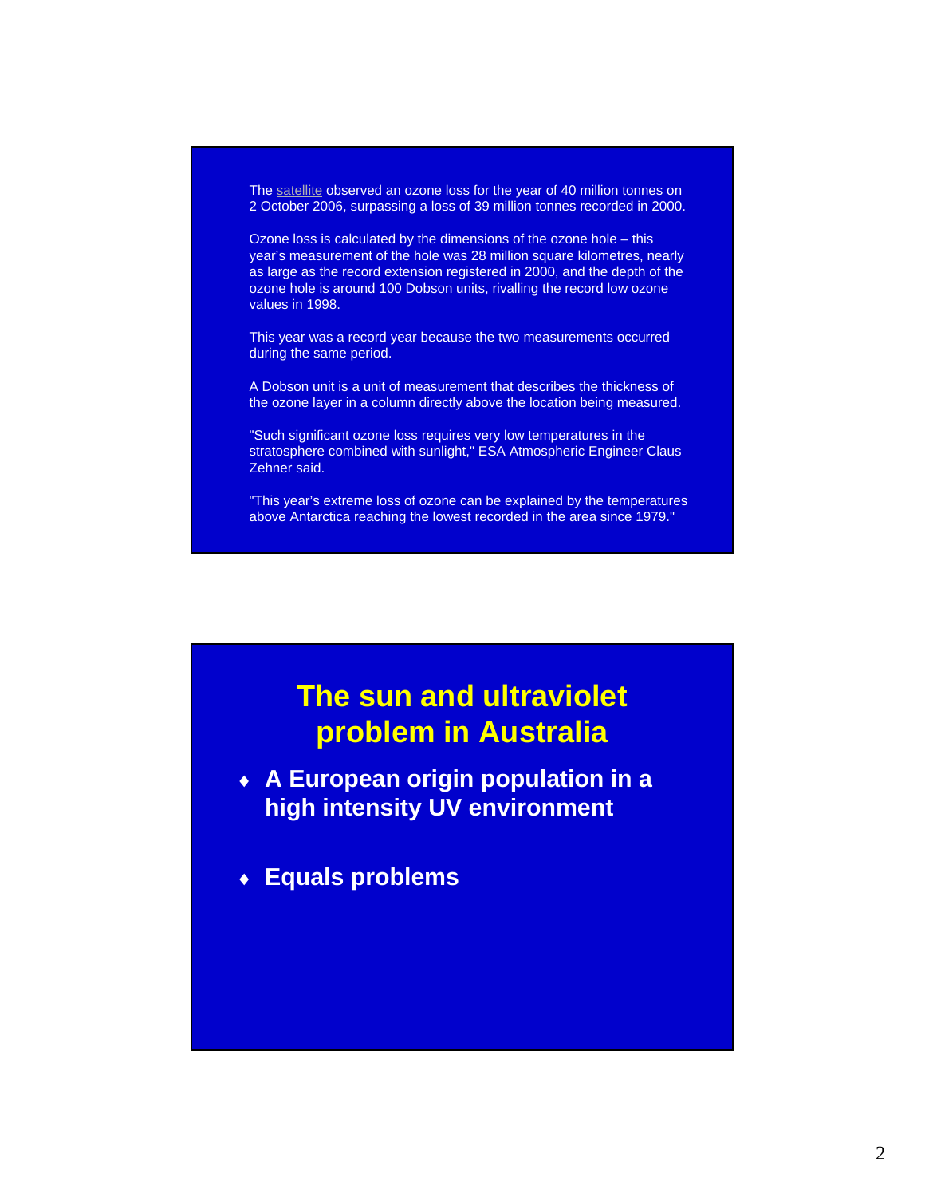The satellite observed an ozone loss for the year of 40 million tonnes on 2 October 2006, surpassing a loss of 39 million tonnes recorded in 2000.

Ozone loss is calculated by the dimensions of the ozone hole – this year's measurement of the hole was 28 million square kilometres, nearly as large as the record extension registered in 2000, and the depth of the ozone hole is around 100 Dobson units, rivalling the record low ozone values in 1998.

This year was a record year because the two measurements occurred during the same period.

A Dobson unit is a unit of measurement that describes the thickness of the ozone layer in a column directly above the location being measured.

"Such significant ozone loss requires very low temperatures in the stratosphere combined with sunlight," ESA Atmospheric Engineer Claus Zehner said.

"This year's extreme loss of ozone can be explained by the temperatures above Antarctica reaching the lowest recorded in the area since 1979."

## The sun and ultraviolet problem in Australia

- **A European origin population in a high intensity UV environment**
- **Equals problems**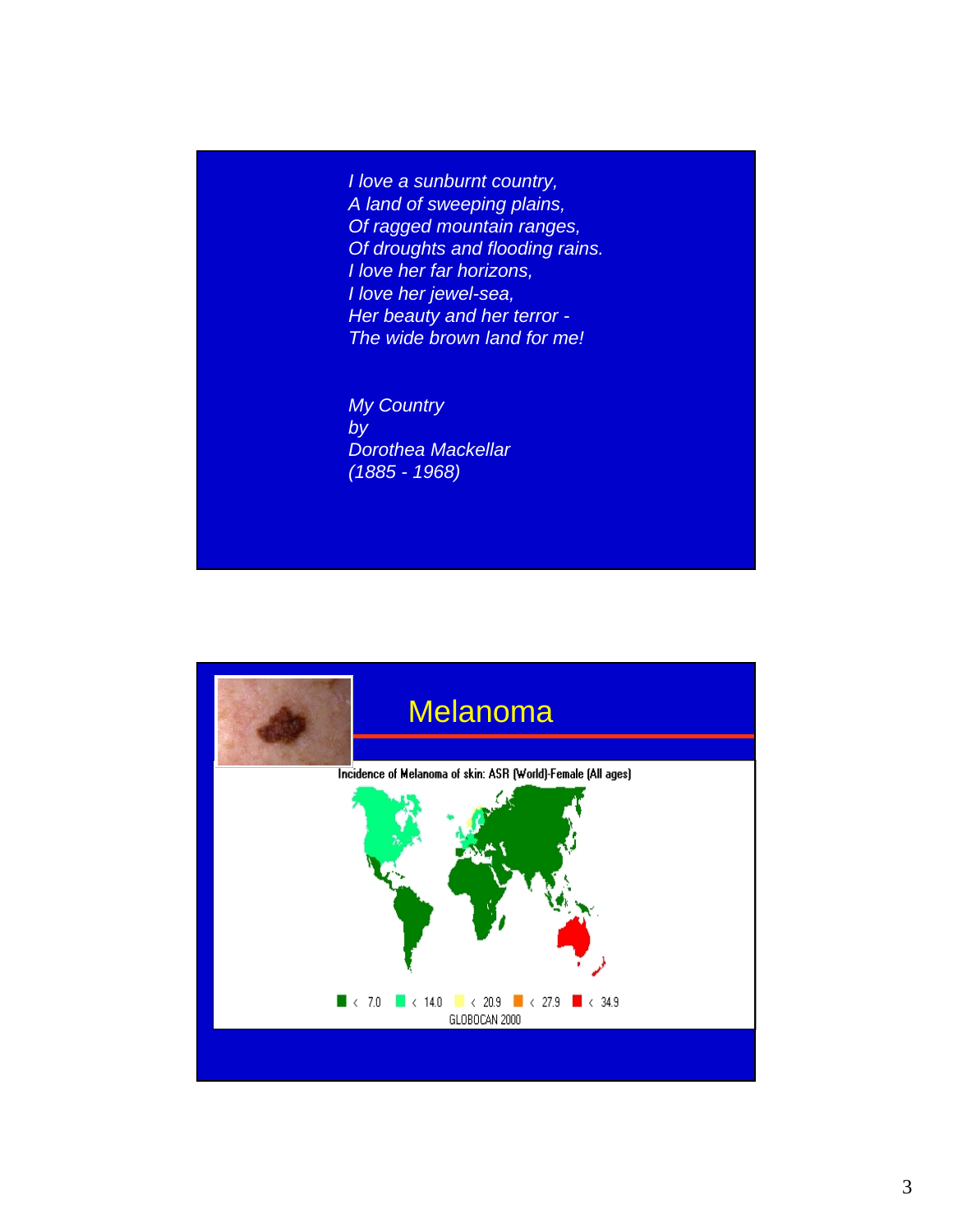*I love a sunburnt country,*
*A land of sweeping plains,*
*Of ragged mountain ranges,*
*Of droughts and flooding rains.*
*I love her far horizons,*
*I love her jewel-sea,*
*Her beauty and her terror -*
*The wide brown land for me!*

*My Country*
*by*
*Dorothea Mackellar*
*(1885 - 1968)*

# Melanoma

Incidence of Melanoma of skin: ASR (World)-Female (All ages)

< 7.0 | < 14.0 | < 20.9 | < 27.9 | < 34.9

GLOBOCAN 2000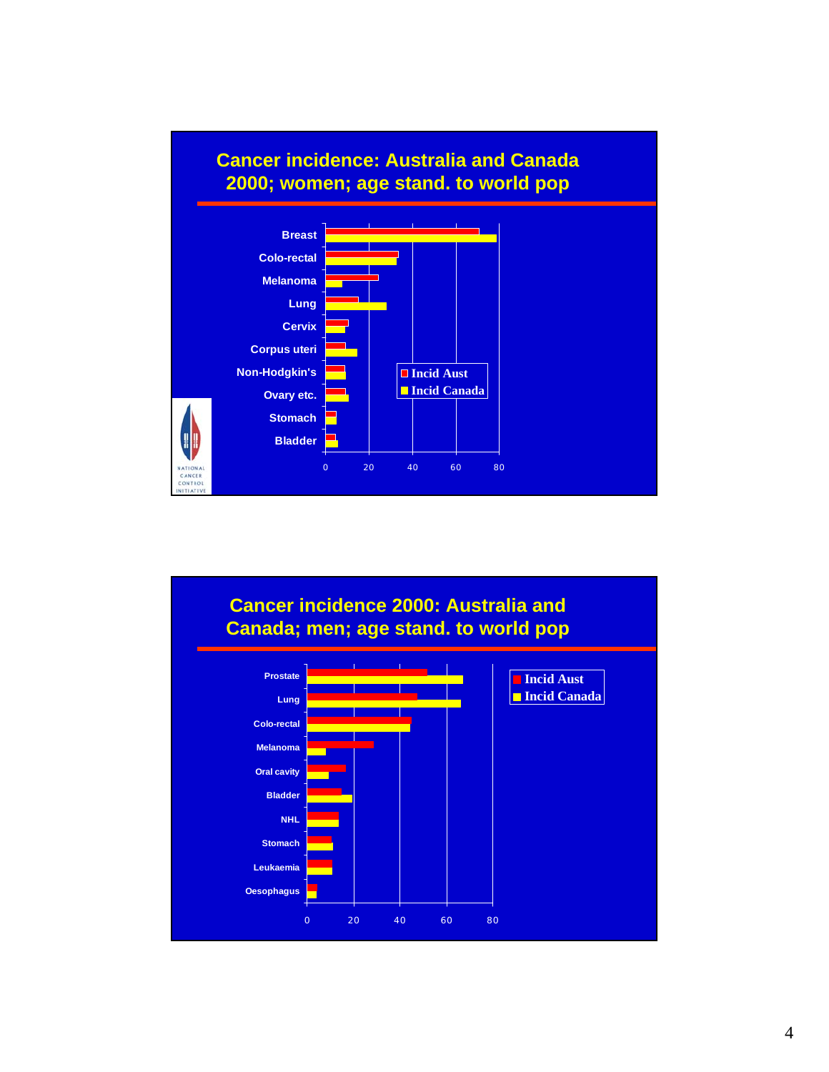## Cancer incidence: Australia and Canada 2000; women; age stand. to world pop

- Breast
- Colo-rectal
- Melanoma
- Lung
- Cervix
- Corpus uteri
- Non-Hodgkin's
- Ovary etc.
- Stomach
- Bladder

0 20 40 60 80

Incid Aust
Incid Canada

NATIONAL CANCER CONTROL INITIATIVE

## Cancer incidence 2000: Australia and Canada; men; age stand. to world pop

- Prostate
- Lung
- Colo-rectal
- Melanoma
- Oral cavity
- Bladder
- NHL
- Stomach
- Leukaemia
- Oesophagus

0 20 40 60 80

Incid Aust
Incid Canada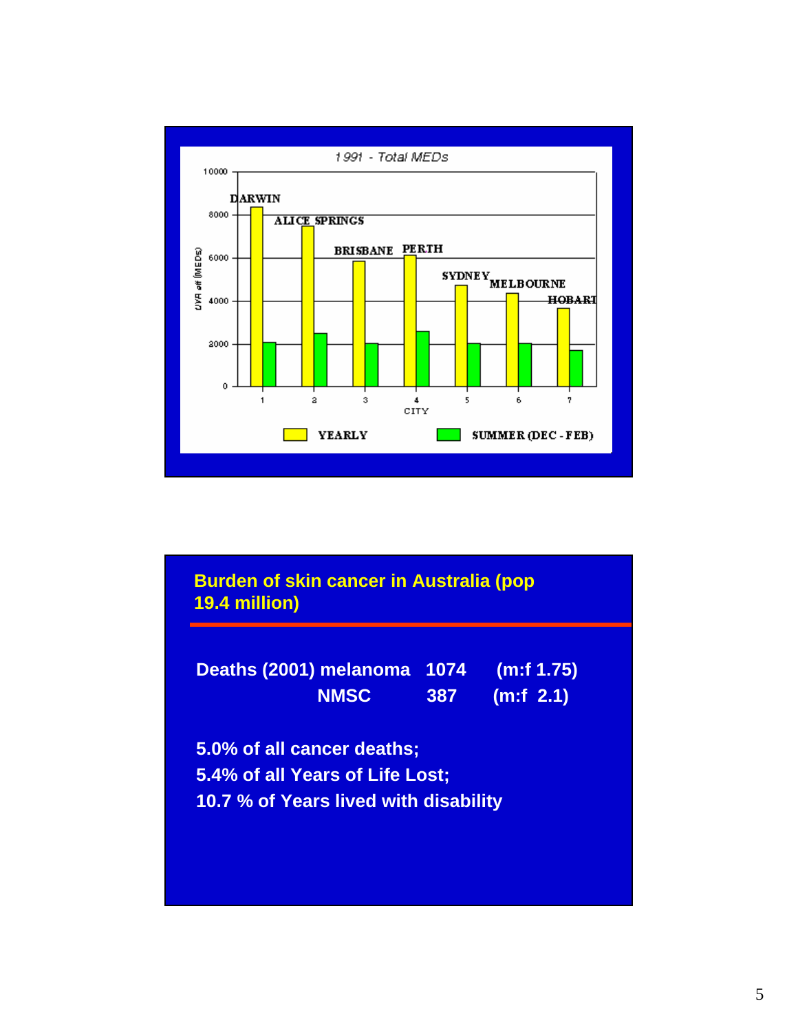1991 - Total MEDs

UVA eff (MEDs)

| City | | Yearly | Summer (Dec - Feb) |
|---|---|---|---|
| 1 | Darwin | | |
| 2 | Alice Springs | | |
| 3 | Brisbane | | |
| 4 | Perth | | |
| 5 | Sydney | | |
| 6 | Melbourne | | |
| 7 | Hobart | | |

YEARLY SUMMER (DEC - FEB)

## Burden of skin cancer in Australia (pop 19.4 million)

| | | | |
|---|---|---|---|
| Deaths (2001) | melanoma | 1074 | (m:f 1.75) |
| | NMSC | 387 | (m:f 2.1) |

5.0% of all cancer deaths;
5.4% of all Years of Life Lost;
10.7 % of Years lived with disability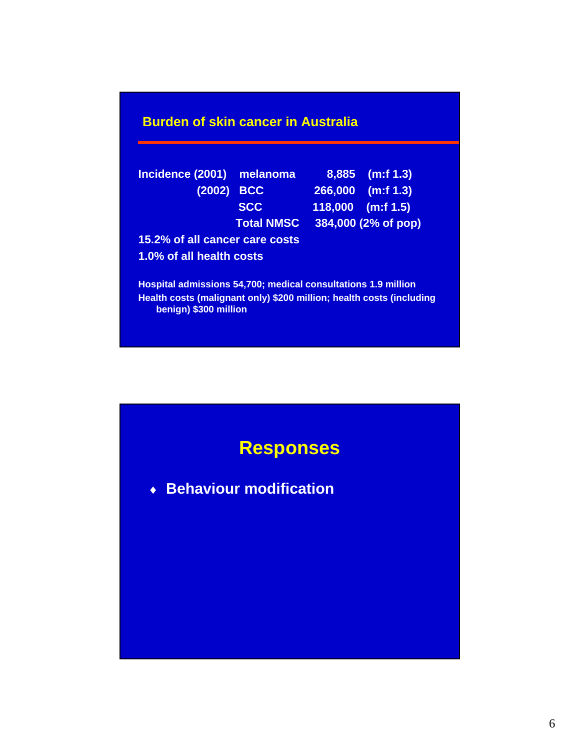## Burden of skin cancer in Australia

| Incidence | Type | Number | Ratio |
|---|---|---|---|
| Incidence (2001) | melanoma | 8,885 | (m:f 1.3) |
| (2002) | BCC | 266,000 | (m:f 1.3) |
| | SCC | 118,000 | (m:f 1.5) |
| | Total NMSC | 384,000 (2% of pop) | |

15.2% of all cancer care costs

1.0% of all health costs

Hospital admissions 54,700; medical consultations 1.9 million

Health costs (malignant only) $200 million; health costs (including benign) $300 million

## Responses

- Behaviour modification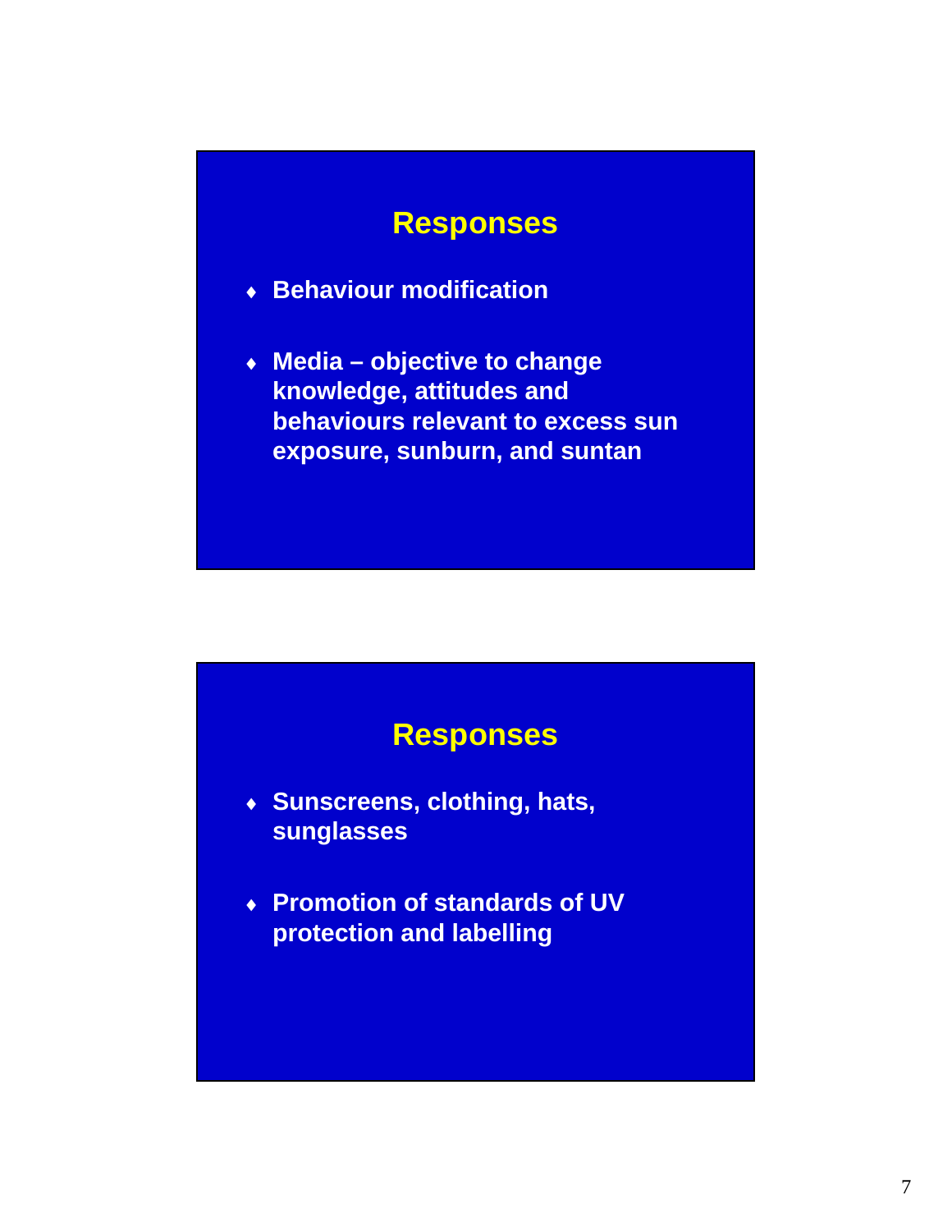## Responses

- Behaviour modification
- Media – objective to change knowledge, attitudes and behaviours relevant to excess sun exposure, sunburn, and suntan

## Responses

- Sunscreens, clothing, hats, sunglasses
- Promotion of standards of UV protection and labelling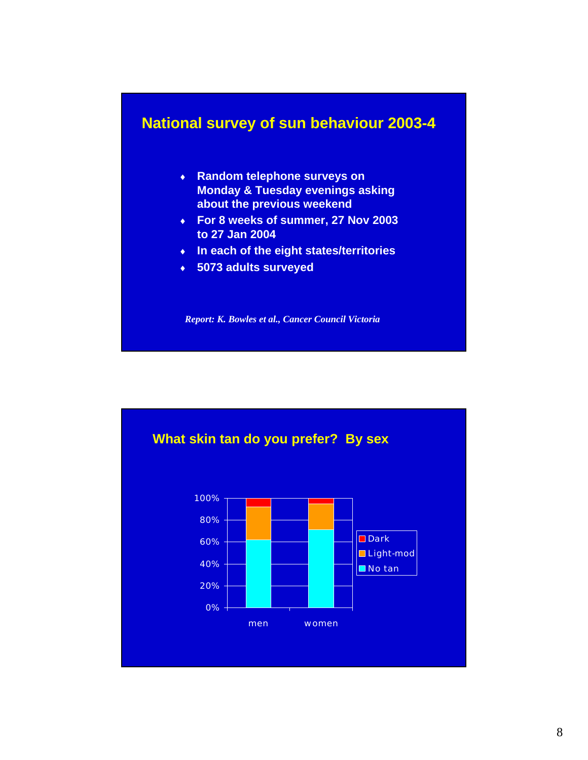## National survey of sun behaviour 2003-4

- Random telephone surveys on Monday & Tuesday evenings asking about the previous weekend
- For 8 weeks of summer, 27 Nov 2003 to 27 Jan 2004
- In each of the eight states/territories
- 5073 adults surveyed

*Report: K. Bowles et al., Cancer Council Victoria*

## What skin tan do you prefer? By sex

100%
80%
60%
40%
20%
0%

men women

Dark
Light-mod
No tan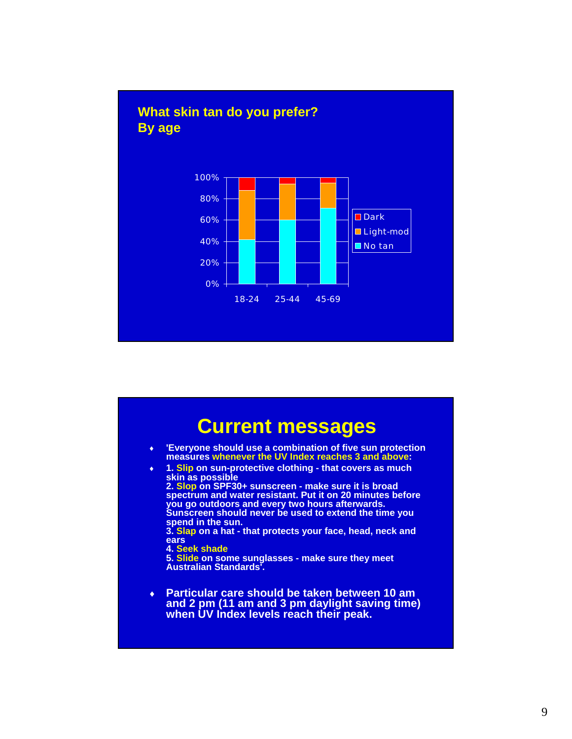## What skin tan do you prefer?
## By age

| Age | No tan | Light-mod | Dark |
|---|---|---|---|
| 18-24 | ~42% | ~46% | ~12% |
| 25-44 | ~60% | ~34% | ~6% |
| 45-69 | ~71% | ~24% | ~5% |

# Current messages

- 'Everyone should use a combination of five sun protection measures whenever the UV Index reaches 3 and above:
- 1. Slip on sun-protective clothing - that covers as much skin as possible
  2. Slop on SPF30+ sunscreen - make sure it is broad spectrum and water resistant. Put it on 20 minutes before you go outdoors and every two hours afterwards. Sunscreen should never be used to extend the time you spend in the sun.
  3. Slap on a hat - that protects your face, head, neck and ears
  4. Seek shade
  5. Slide on some sunglasses - make sure they meet Australian Standards'.
- Particular care should be taken between 10 am and 2 pm (11 am and 3 pm daylight saving time) when UV Index levels reach their peak.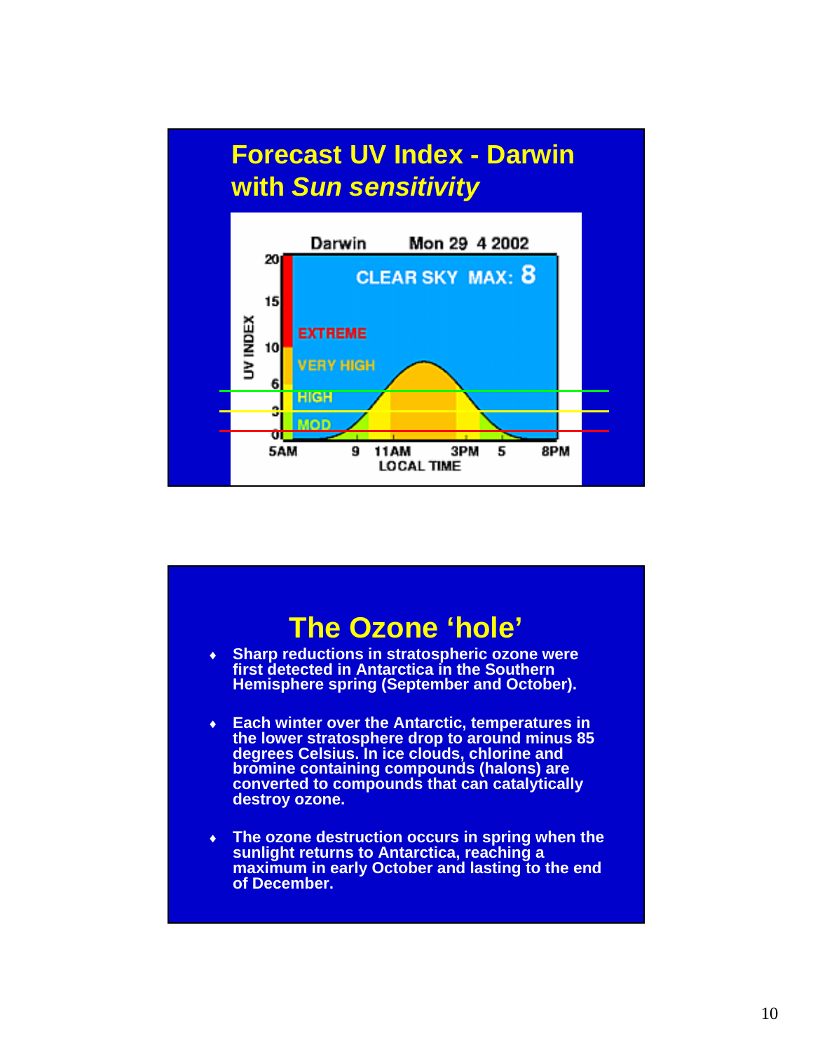## Forecast UV Index - Darwin with *Sun sensitivity*

Darwin Mon 29 4 2002

CLEAR SKY MAX: 8

UV INDEX: 20, 15, 10, 6, 3, 0

EXTREME, VERY HIGH, HIGH, MOD

5AM, 9, 11AM, 3PM, 5, 8PM

LOCAL TIME

## The Ozone 'hole'

- Sharp reductions in stratospheric ozone were first detected in Antarctica in the Southern Hemisphere spring (September and October).
- Each winter over the Antarctic, temperatures in the lower stratosphere drop to around minus 85 degrees Celsius. In ice clouds, chlorine and bromine containing compounds (halons) are converted to compounds that can catalytically destroy ozone.
- The ozone destruction occurs in spring when the sunlight returns to Antarctica, reaching a maximum in early October and lasting to the end of December.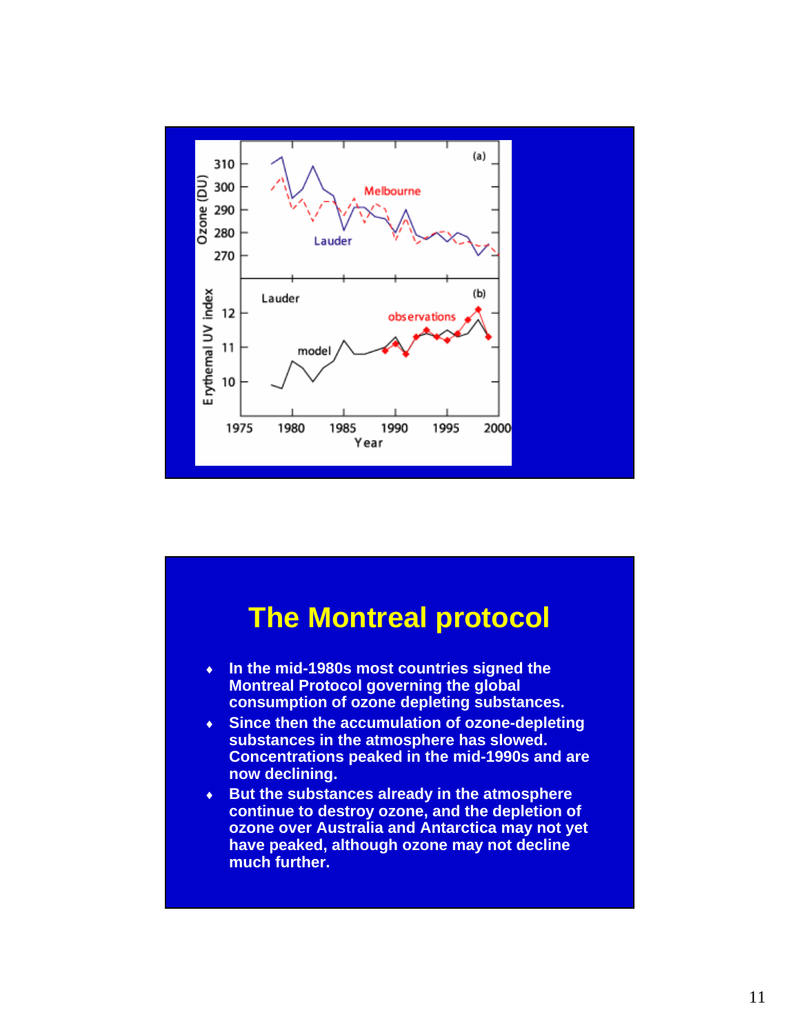# The Montreal protocol

- In the mid-1980s most countries signed the Montreal Protocol governing the global consumption of ozone depleting substances.
- Since then the accumulation of ozone-depleting substances in the atmosphere has slowed. Concentrations peaked in the mid-1990s and are now declining.
- But the substances already in the atmosphere continue to destroy ozone, and the depletion of ozone over Australia and Antarctica may not yet have peaked, although ozone may not decline much further.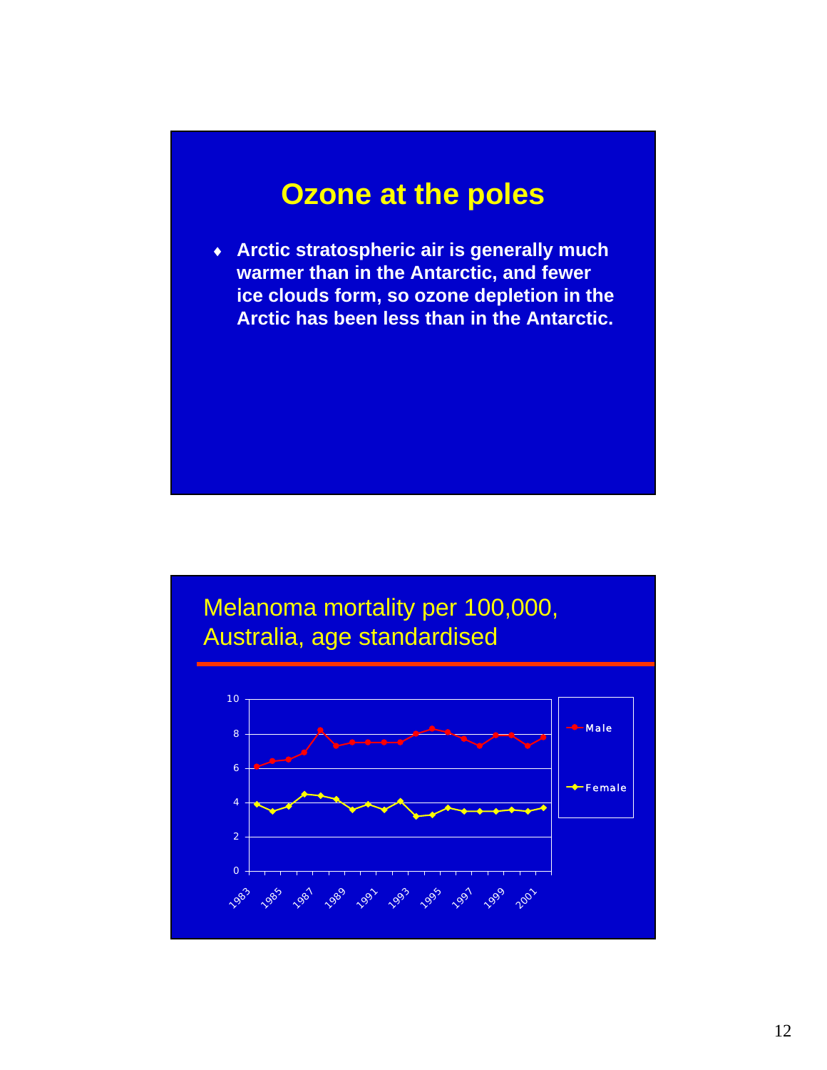# Ozone at the poles

- Arctic stratospheric air is generally much warmer than in the Antarctic, and fewer ice clouds form, so ozone depletion in the Arctic has been less than in the Antarctic.

# Melanoma mortality per 100,000, Australia, age standardised

| Year | Male | Female |
|---|---|---|
| 1983 | 6.1 | 3.9 |
| 1984 | 6.4 | 3.5 |
| 1985 | 6.5 | 3.8 |
| 1986 | 6.9 | 4.5 |
| 1987 | 8.2 | 4.4 |
| 1988 | 7.3 | 4.2 |
| 1989 | 7.5 | 3.6 |
| 1990 | 7.5 | 3.9 |
| 1991 | 7.5 | 3.6 |
| 1992 | 7.5 | 4.1 |
| 1993 | 8.0 | 3.2 |
| 1994 | 8.3 | 3.3 |
| 1995 | 8.1 | 3.7 |
| 1996 | 7.7 | 3.5 |
| 1997 | 7.3 | 3.5 |
| 1998 | 7.9 | 3.5 |
| 1999 | 7.9 | 3.6 |
| 2000 | 7.3 | 3.5 |
| 2001 | 7.8 | 3.7 |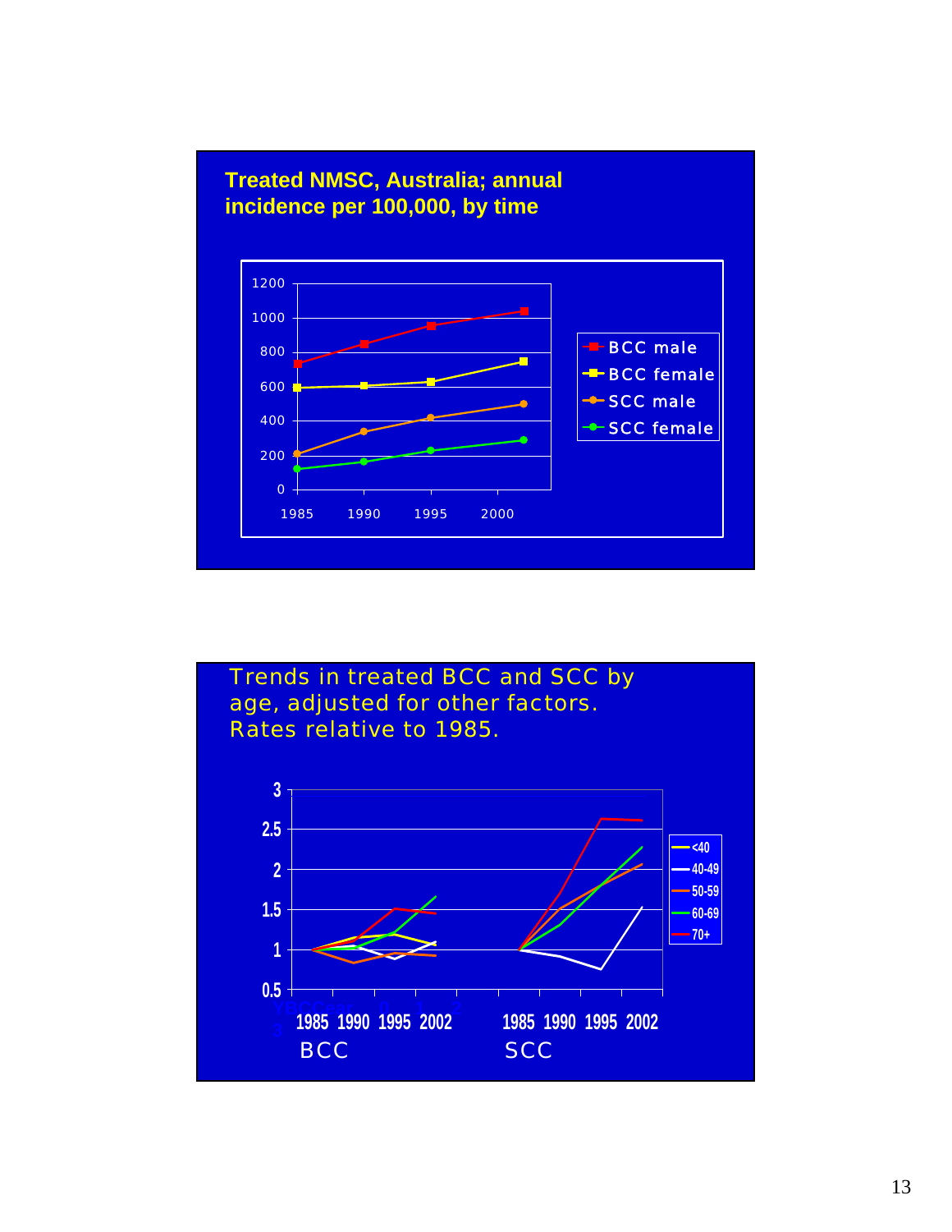## Treated NMSC, Australia; annual incidence per 100,000, by time

1200
1000
800
600
400
200
0

1985 1990 1995 2000

- BCC male
- BCC female
- SCC male
- SCC female

## Trends in treated BCC and SCC by age, adjusted for other factors. Rates relative to 1985.

3
2.5
2
1.5
1
0.5

1985 1990 1995 2002 1985 1990 1995 2002

BCC SCC

- <40
- 40-49
- 50-59
- 60-69
- 70+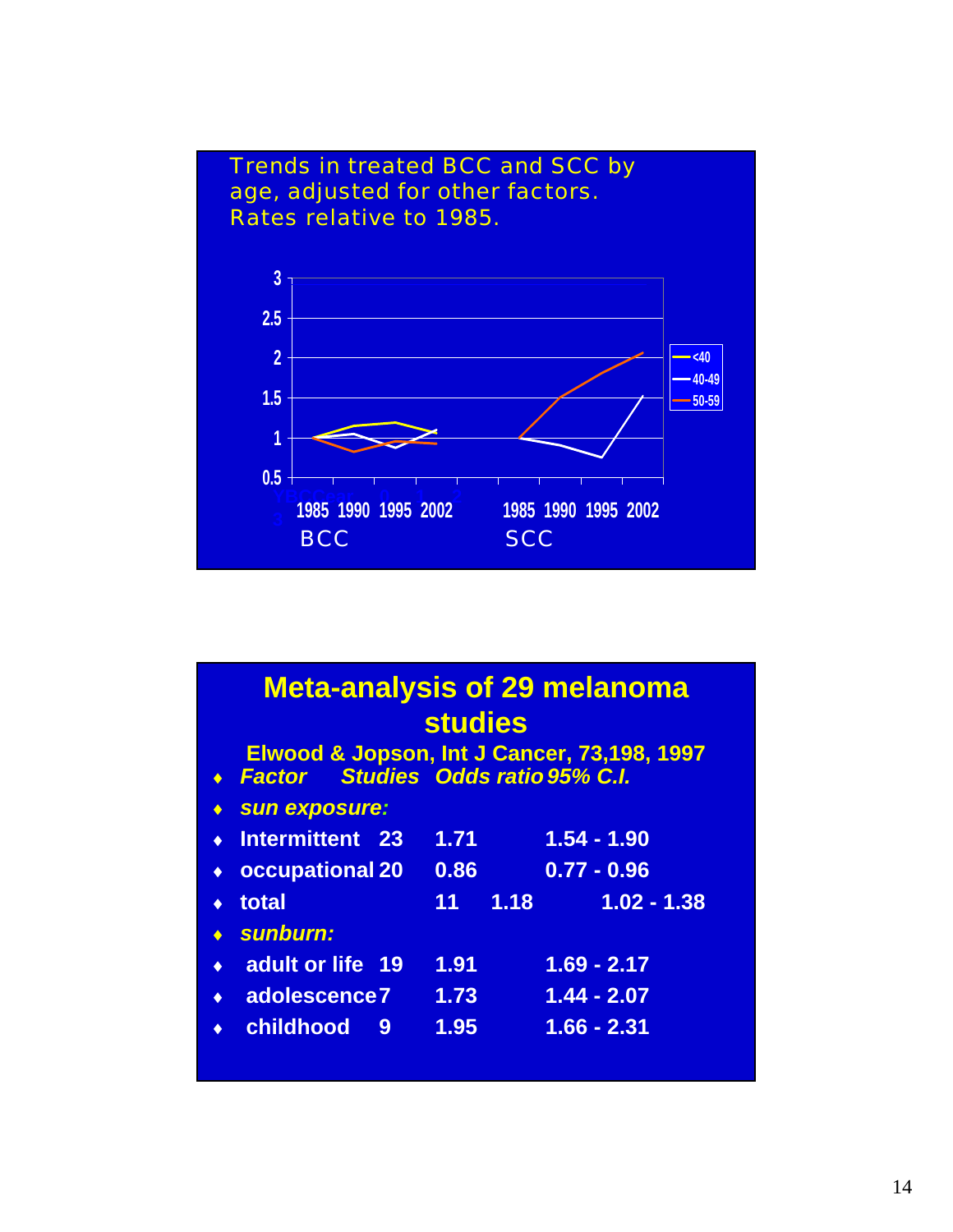Trends in treated BCC and SCC by age, adjusted for other factors. Rates relative to 1985.

| | 1985 | 1990 | 1995 | 2002 |
|---|---|---|---|---|
| **BCC** | | | | |
| <40 | | | | |
| 40-49 | | | | |
| 50-59 | | | | |
| **SCC** | | | | |
| 40-49 | | | | |
| 50-59 | | | | |

# Meta-analysis of 29 melanoma studies

**Elwood & Jopson, Int J Cancer, 73,198, 1997**

| *Factor* | *Studies* | *Odds ratio* | *95% C.I.* |
|---|---|---|---|
| ***sun exposure:*** | | | |
| Intermittent | 23 | 1.71 | 1.54 - 1.90 |
| occupational | 20 | 0.86 | 0.77 - 0.96 |
| total | 11 | 1.18 | 1.02 - 1.38 |
| ***sunburn:*** | | | |
| adult or life | 19 | 1.91 | 1.69 - 2.17 |
| adolescence | 7 | 1.73 | 1.44 - 2.07 |
| childhood | 9 | 1.95 | 1.66 - 2.31 |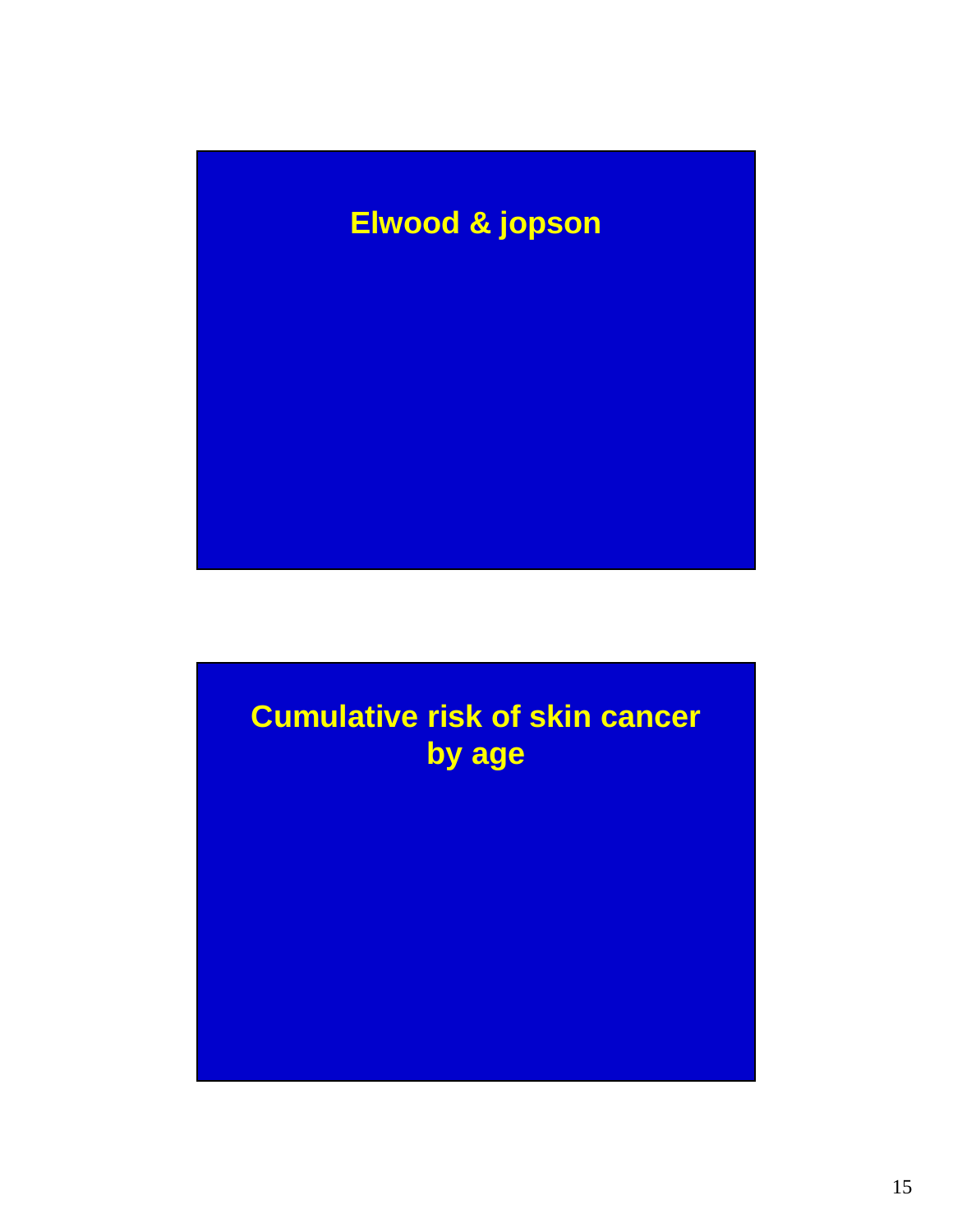## Elwood & jopson

## Cumulative risk of skin cancer by age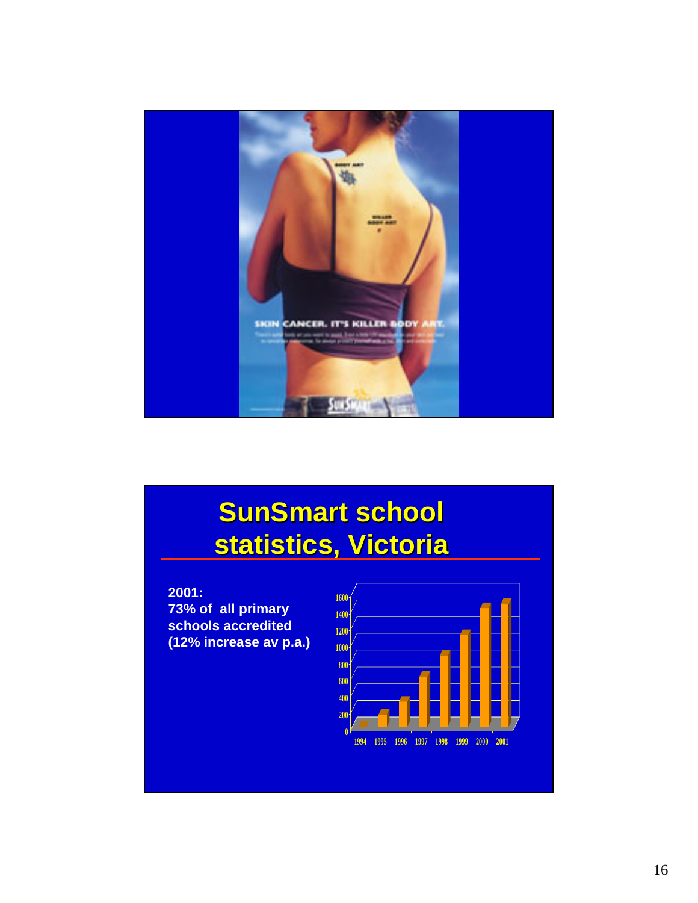SKIN CANCER. IT'S KILLER BODY ART.

# SunSmart school statistics, Victoria

**2001:**
**73% of all primary schools accredited (12% increase av p.a.)**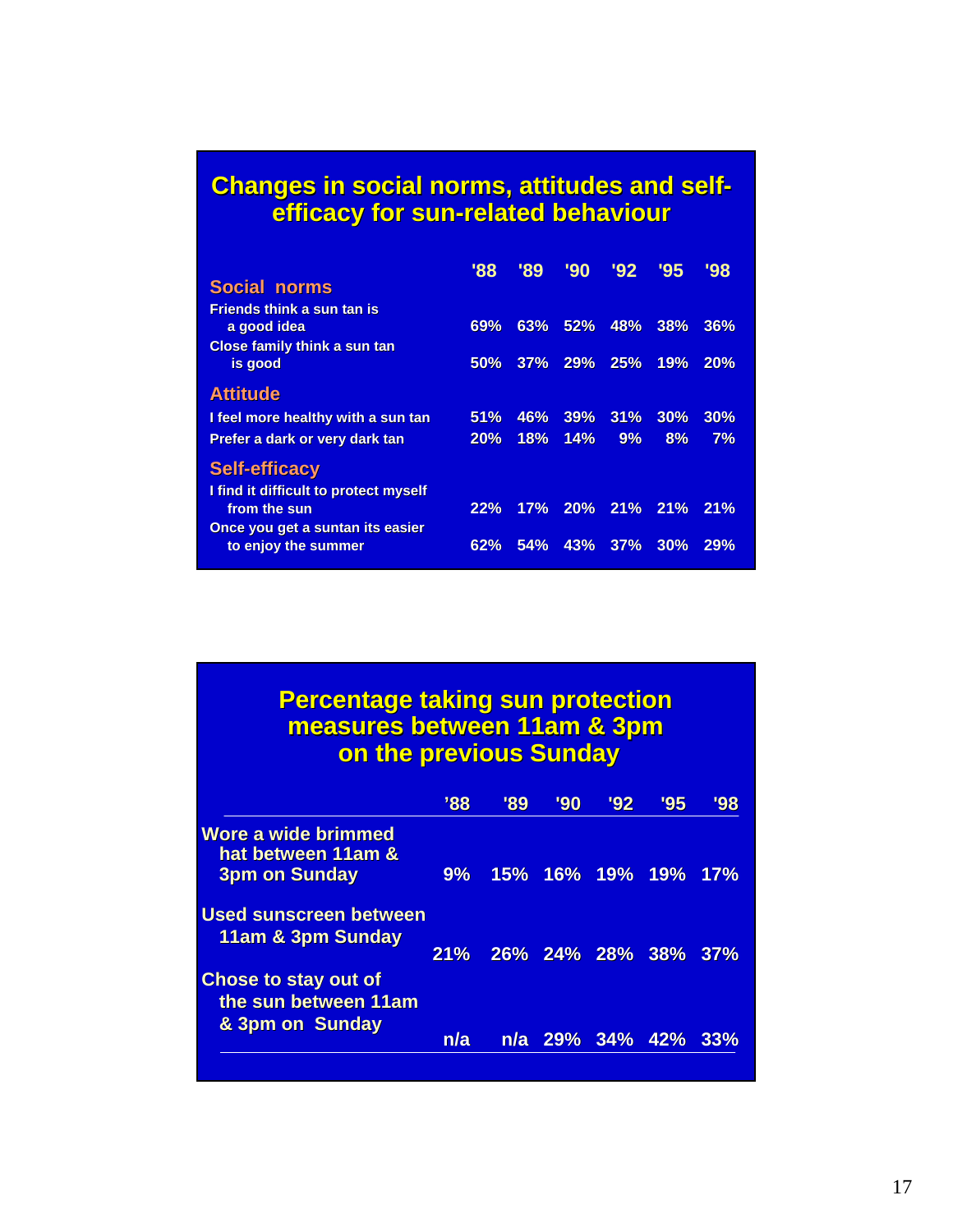## Changes in social norms, attitudes and self-efficacy for sun-related behaviour

| | '88 | '89 | '90 | '92 | '95 | '98 |
|---|---|---|---|---|---|---|
| **Social norms** | | | | | | |
| Friends think a sun tan is a good idea | 69% | 63% | 52% | 48% | 38% | 36% |
| Close family think a sun tan is good | 50% | 37% | 29% | 25% | 19% | 20% |
| **Attitude** | | | | | | |
| I feel more healthy with a sun tan | 51% | 46% | 39% | 31% | 30% | 30% |
| Prefer a dark or very dark tan | 20% | 18% | 14% | 9% | 8% | 7% |
| **Self-efficacy** | | | | | | |
| I find it difficult to protect myself from the sun | 22% | 17% | 20% | 21% | 21% | 21% |
| Once you get a suntan its easier to enjoy the summer | 62% | 54% | 43% | 37% | 30% | 29% |

## Percentage taking sun protection measures between 11am & 3pm on the previous Sunday

| | '88 | '89 | '90 | '92 | '95 | '98 |
|---|---|---|---|---|---|---|
| Wore a wide brimmed hat between 11am & 3pm on Sunday | 9% | 15% | 16% | 19% | 19% | 17% |
| Used sunscreen between 11am & 3pm Sunday | 21% | 26% | 24% | 28% | 38% | 37% |
| Chose to stay out of the sun between 11am & 3pm on Sunday | n/a | n/a | 29% | 34% | 42% | 33% |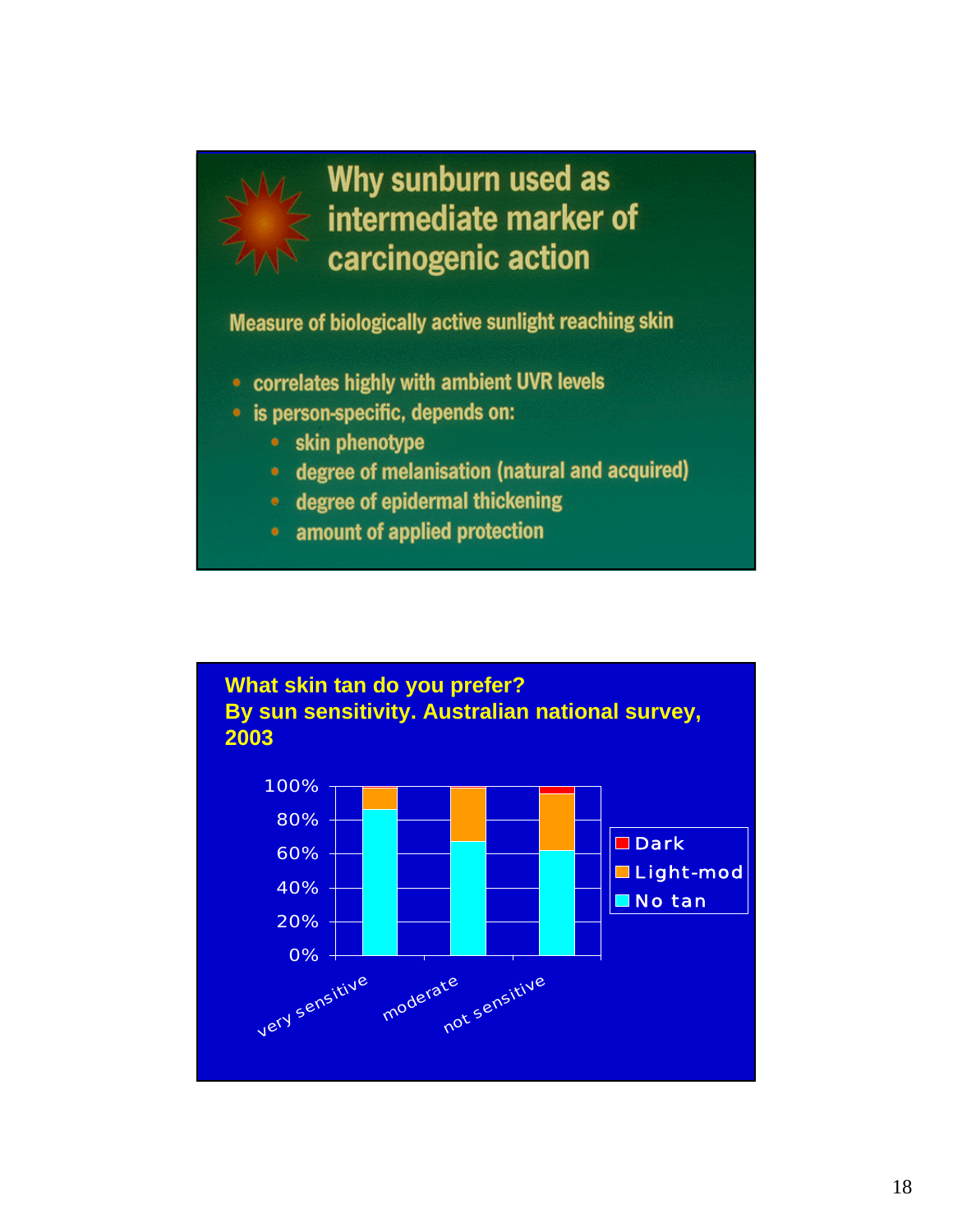## Why sunburn used as intermediate marker of carcinogenic action

Measure of biologically active sunlight reaching skin

- correlates highly with ambient UVR levels
- is person-specific, depends on:
  - skin phenotype
  - degree of melanisation (natural and acquired)
  - degree of epidermal thickening
  - amount of applied protection

## What skin tan do you prefer?
## By sun sensitivity. Australian national survey, 2003

| | very sensitive | moderate | not sensitive |
|---|---|---|---|
| Dark | 0% | 0% | ~4% |
| Light-mod | ~13% | ~32% | ~34% |
| No tan | ~87% | ~68% | ~62% |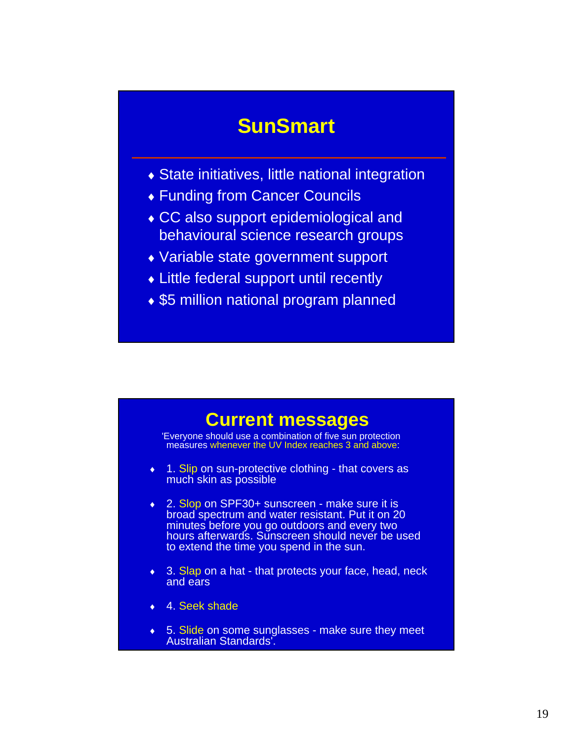## SunSmart

- State initiatives, little national integration
- Funding from Cancer Councils
- CC also support epidemiological and behavioural science research groups
- Variable state government support
- Little federal support until recently
- $5 million national program planned

## Current messages

'Everyone should use a combination of five sun protection measures whenever the UV Index reaches 3 and above:

- 1. Slip on sun-protective clothing - that covers as much skin as possible
- 2. Slop on SPF30+ sunscreen - make sure it is broad spectrum and water resistant. Put it on 20 minutes before you go outdoors and every two hours afterwards. Sunscreen should never be used to extend the time you spend in the sun.
- 3. Slap on a hat - that protects your face, head, neck and ears
- 4. Seek shade
- 5. Slide on some sunglasses - make sure they meet Australian Standards'.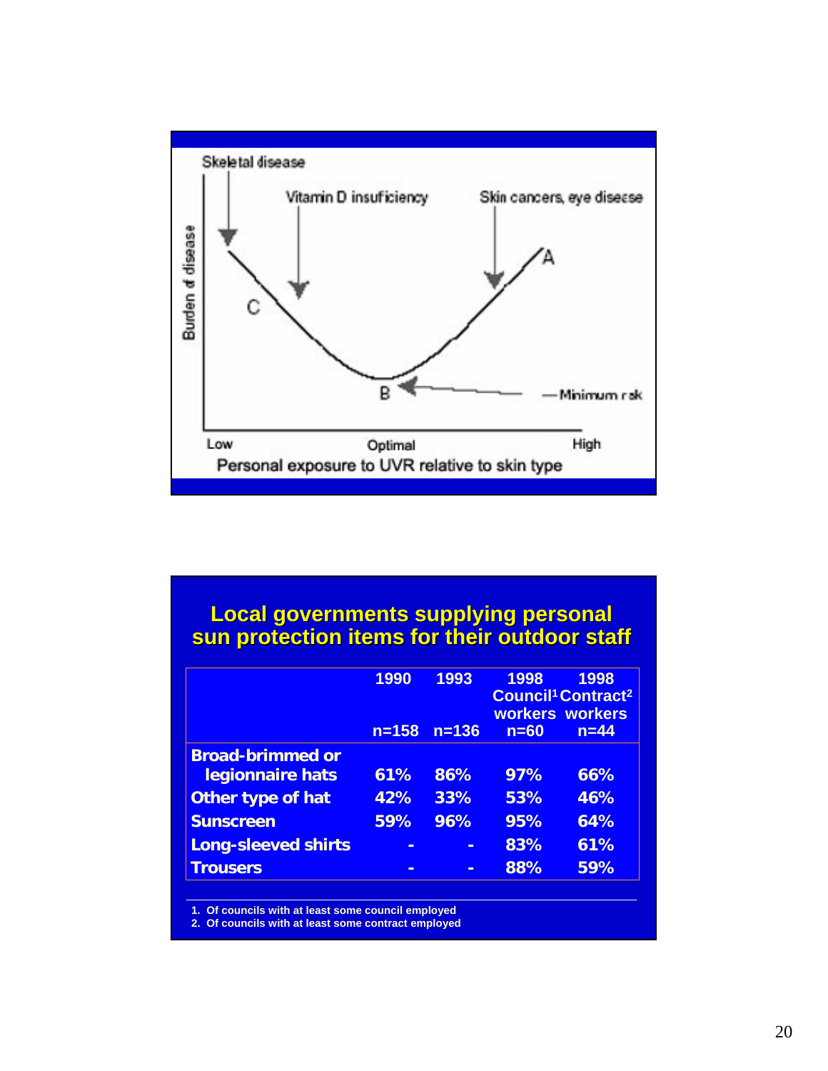Skeletal disease

Vitamin D insuficiency

Skin cancers, eye disease

Burden of disease

A

C

B

Minimum risk

Low

Optimal

High

Personal exposure to UVR relative to skin type

## Local governments supplying personal sun protection items for their outdoor staff

| | 1990 n=158 | 1993 n=136 | 1998 Council[1] workers n=60 | 1998 Contract[2] workers n=44 |
|---|---|---|---|---|
| Broad-brimmed or legionnaire hats | 61% | 86% | 97% | 66% |
| Other type of hat | 42% | 33% | 53% | 46% |
| Sunscreen | 59% | 96% | 95% | 64% |
| Long-sleeved shirts | - | - | 83% | 61% |
| Trousers | - | - | 88% | 59% |

1. Of councils with at least some council employed
2. Of councils with at least some contract employed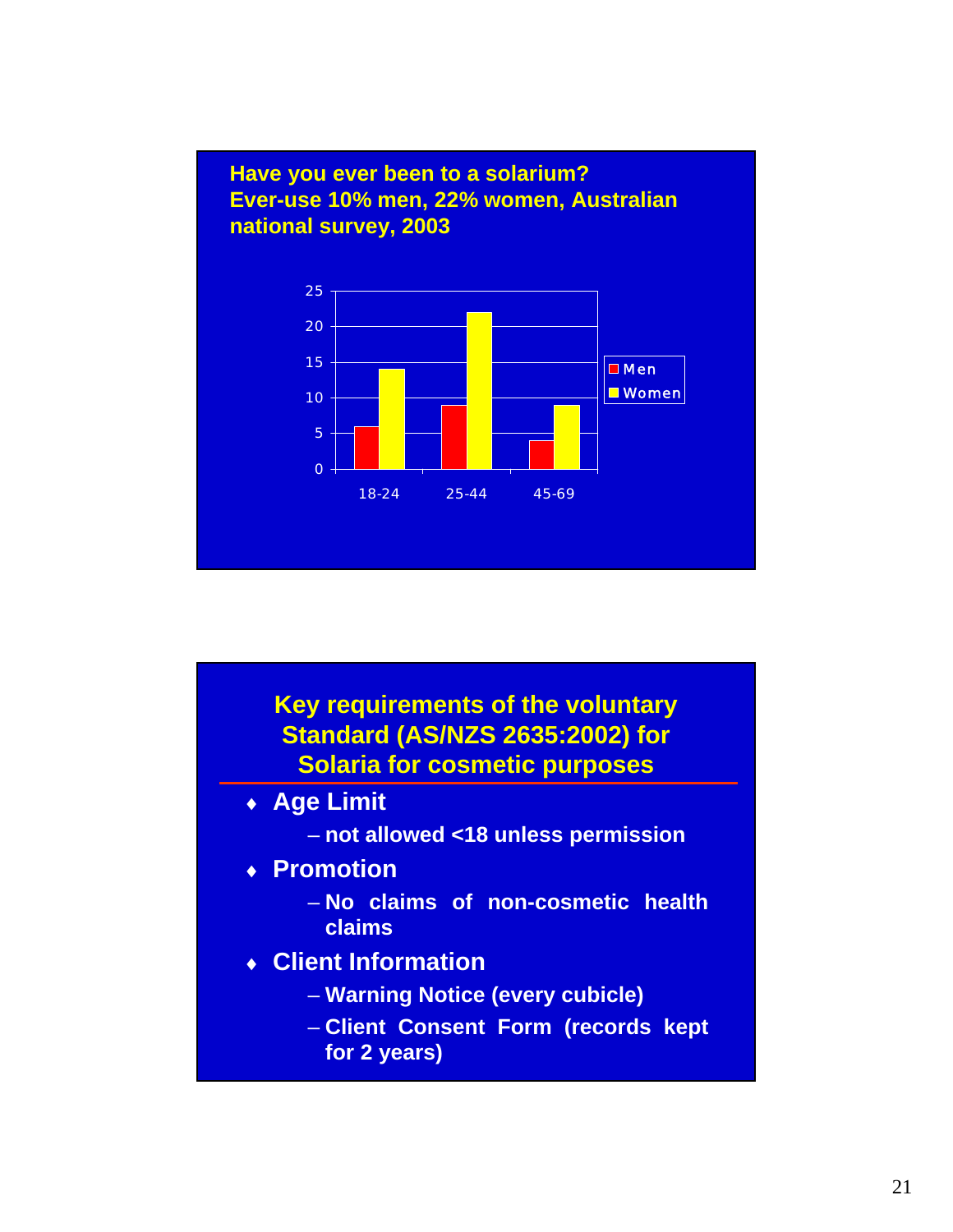**Have you ever been to a solarium?**
**Ever-use 10% men, 22% women, Australian national survey, 2003**

| Age group | Men | Women |
|---|---|---|
| 18-24 | 6 | 14 |
| 25-44 | 9 | 22 |
| 45-69 | 4 | 9 |

## Key requirements of the voluntary Standard (AS/NZS 2635:2002) for Solaria for cosmetic purposes

- **Age Limit**
  - not allowed <18 unless permission
- **Promotion**
  - No claims of non-cosmetic health claims
- **Client Information**
  - Warning Notice (every cubicle)
  - Client Consent Form (records kept for 2 years)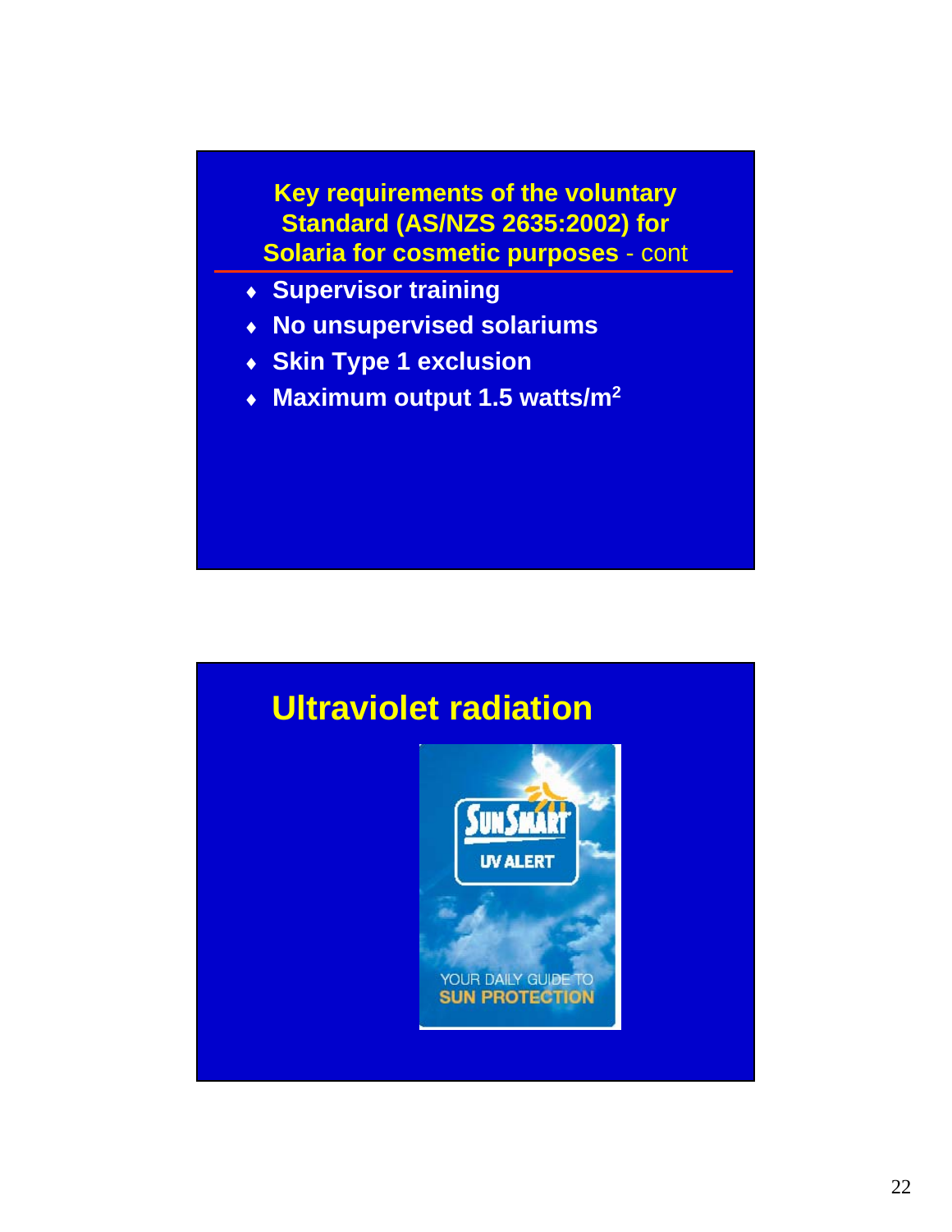## Key requirements of the voluntary Standard (AS/NZS 2635:2002) for Solaria for cosmetic purposes - cont

- **Supervisor training**
- **No unsupervised solariums**
- **Skin Type 1 exclusion**
- **Maximum output 1.5 watts/m$^2$**

## Ultraviolet radiation

SunSmart

UV ALERT

YOUR DAILY GUIDE TO
SUN PROTECTION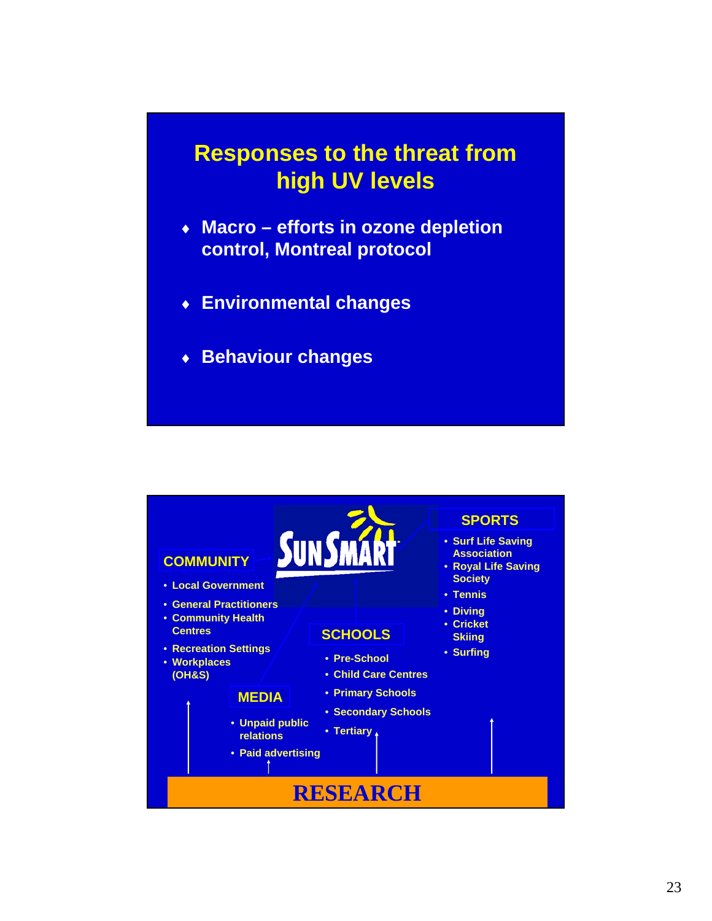## Responses to the threat from high UV levels

- Macro – efforts in ozone depletion control, Montreal protocol
- Environmental changes
- Behaviour changes

---

### SunSmart

**COMMUNITY**

- Local Government
- General Practitioners
- Community Health Centres
- Recreation Settings
- Workplaces (OH&S)

**MEDIA**

- Unpaid public relations
- Paid advertising

**SCHOOLS**

- Pre-School
- Child Care Centres
- Primary Schools
- Secondary Schools
- Tertiary

**SPORTS**

- Surf Life Saving Association
- Royal Life Saving Society
- Tennis
- Diving
- Cricket Skiing
- Surfing

**RESEARCH**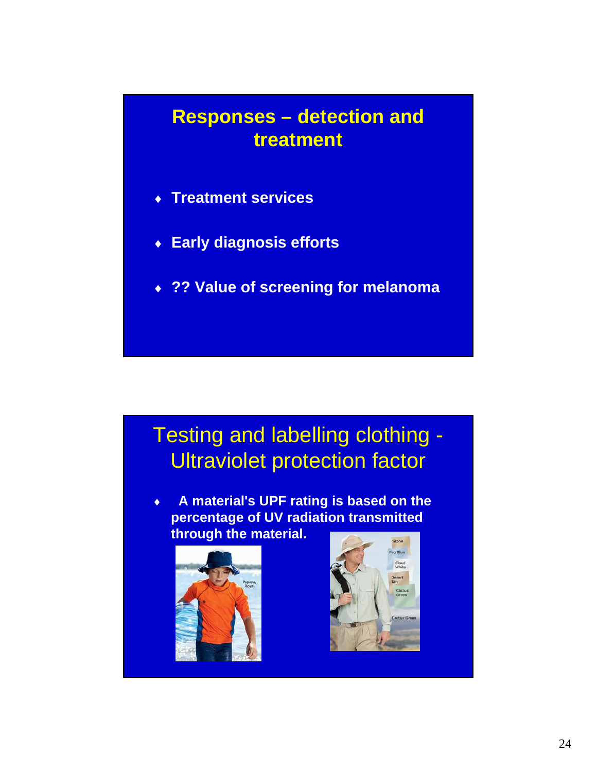## Responses – detection and treatment

- Treatment services
- Early diagnosis efforts
- ?? Value of screening for melanoma

## Testing and labelling clothing - Ultraviolet protection factor

- A material's UPF rating is based on the percentage of UV radiation transmitted through the material.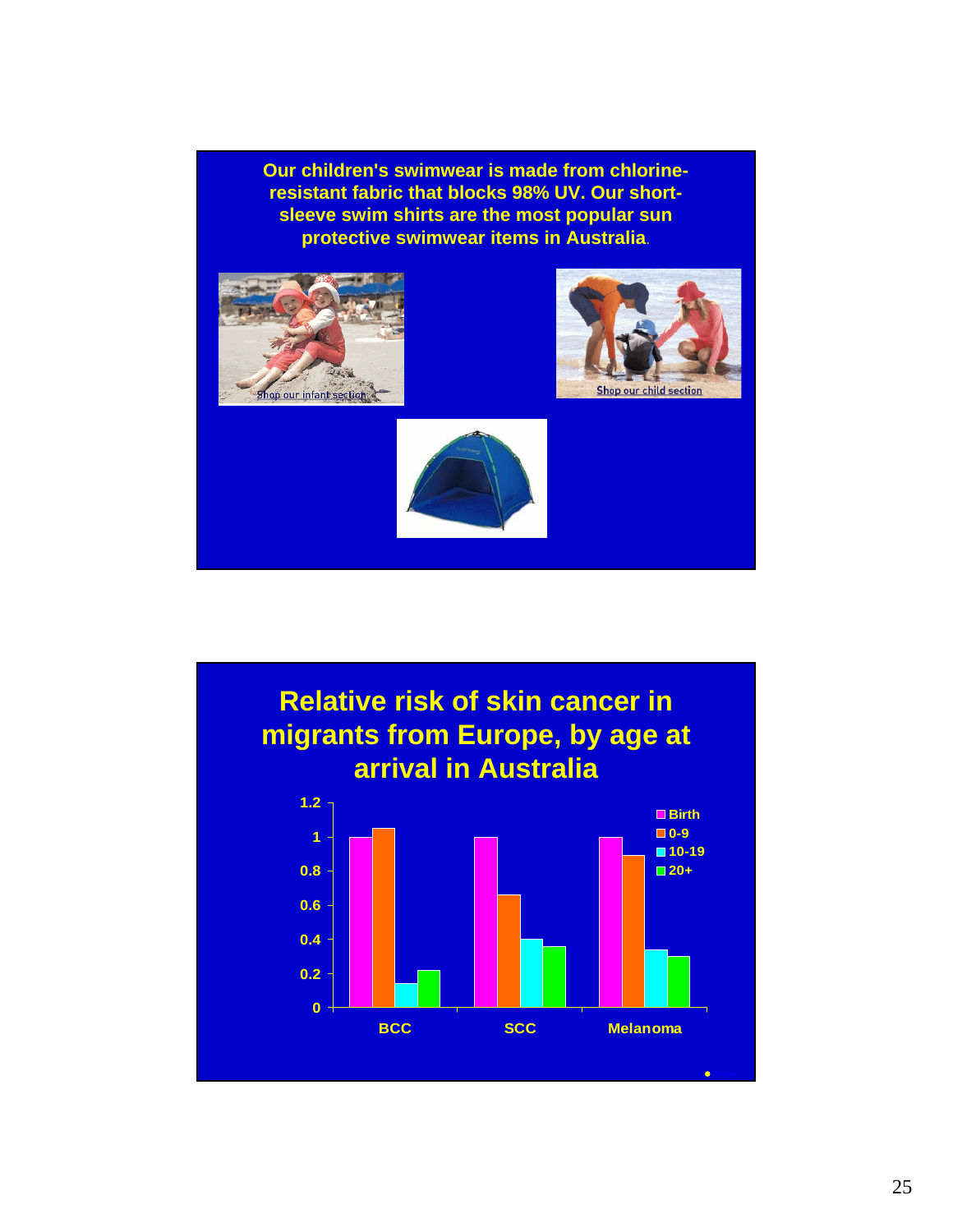Our children's swimwear is made from chlorine-resistant fabric that blocks 98% UV. Our short-sleeve swim shirts are the most popular sun protective swimwear items in Australia.

Shop our infant section

Shop our child section

## Relative risk of skin cancer in migrants from Europe, by age at arrival in Australia

| | Birth | 0-9 | 10-19 | 20+ |
|---|---|---|---|---|
| BCC | 1 | 1.05 | 0.14 | 0.22 |
| SCC | 1 | 0.66 | 0.40 | 0.36 |
| Melanoma | 1 | 0.89 | 0.34 | 0.30 |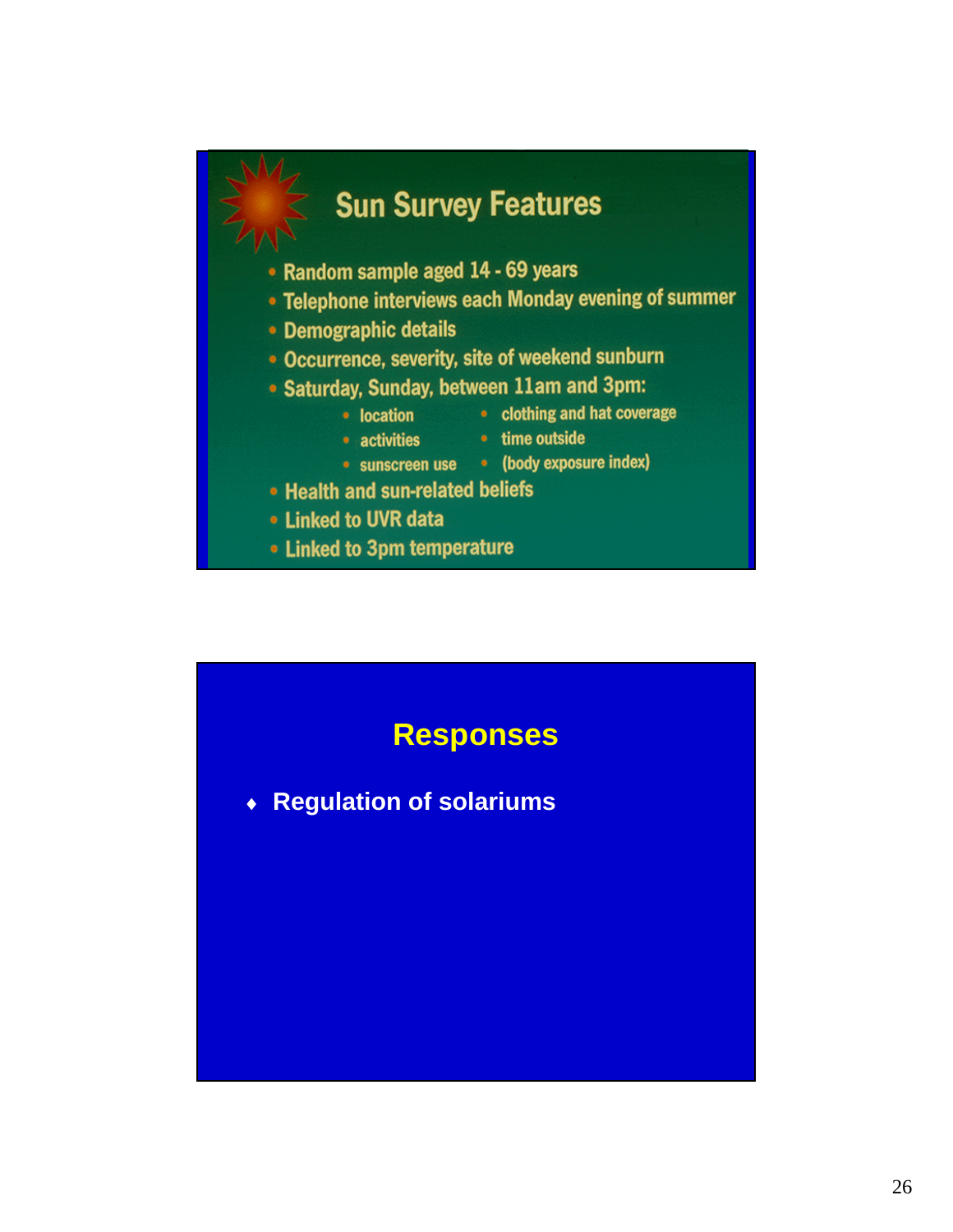## Sun Survey Features

- Random sample aged 14 - 69 years
- Telephone interviews each Monday evening of summer
- Demographic details
- Occurrence, severity, site of weekend sunburn
- Saturday, Sunday, between 11am and 3pm:
  - location
  - activities
  - sunscreen use
  - clothing and hat coverage
  - time outside
  - (body exposure index)
- Health and sun-related beliefs
- Linked to UVR data
- Linked to 3pm temperature

## Responses

- Regulation of solariums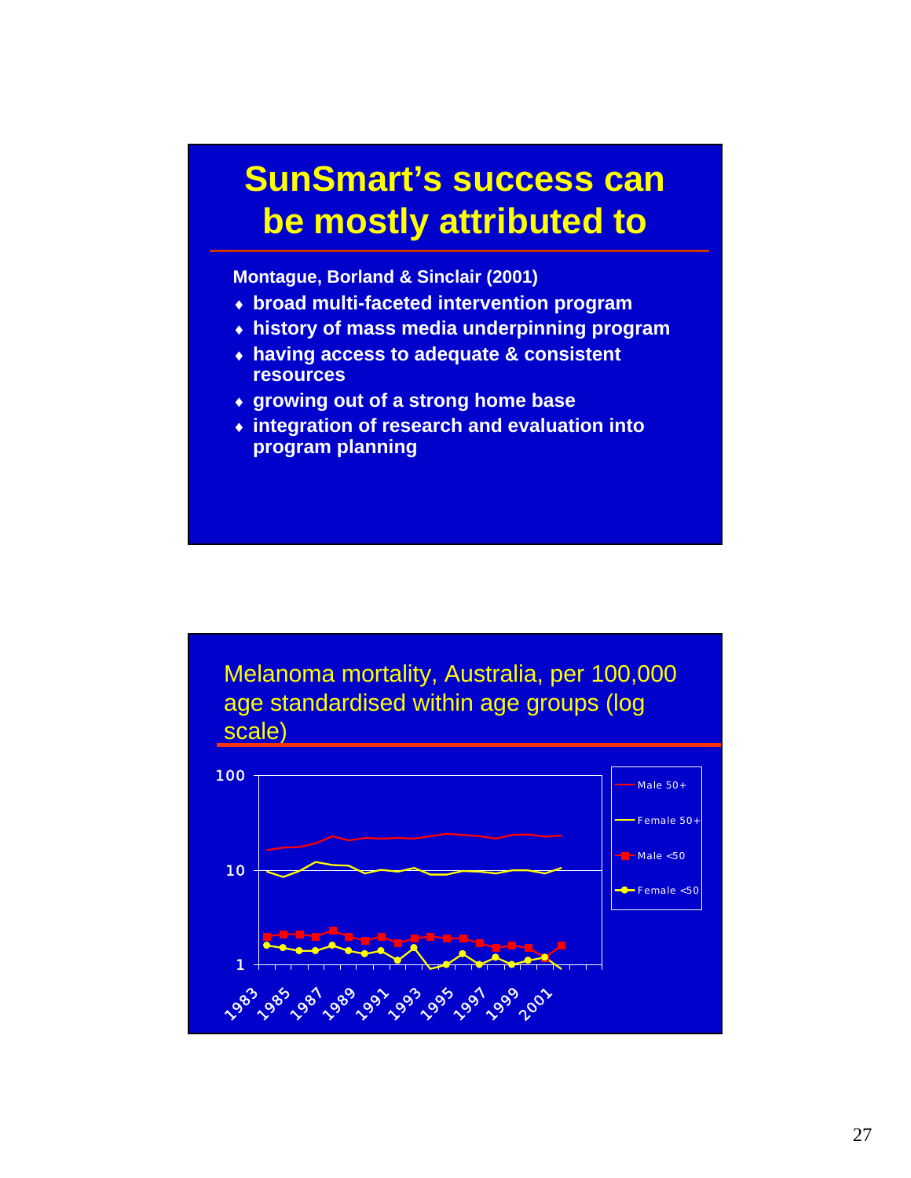# SunSmart's success can be mostly attributed to

**Montague, Borland & Sinclair (2001)**

- **broad multi-faceted intervention program**
- **history of mass media underpinning program**
- **having access to adequate & consistent resources**
- **growing out of a strong home base**
- **integration of research and evaluation into program planning**

## Melanoma mortality, Australia, per 100,000 age standardised within age groups (log scale)

100

10

1

1983 1985 1987 1989 1991 1993 1995 1997 1999 2001

Male 50+

Female 50+

Male <50

Female <50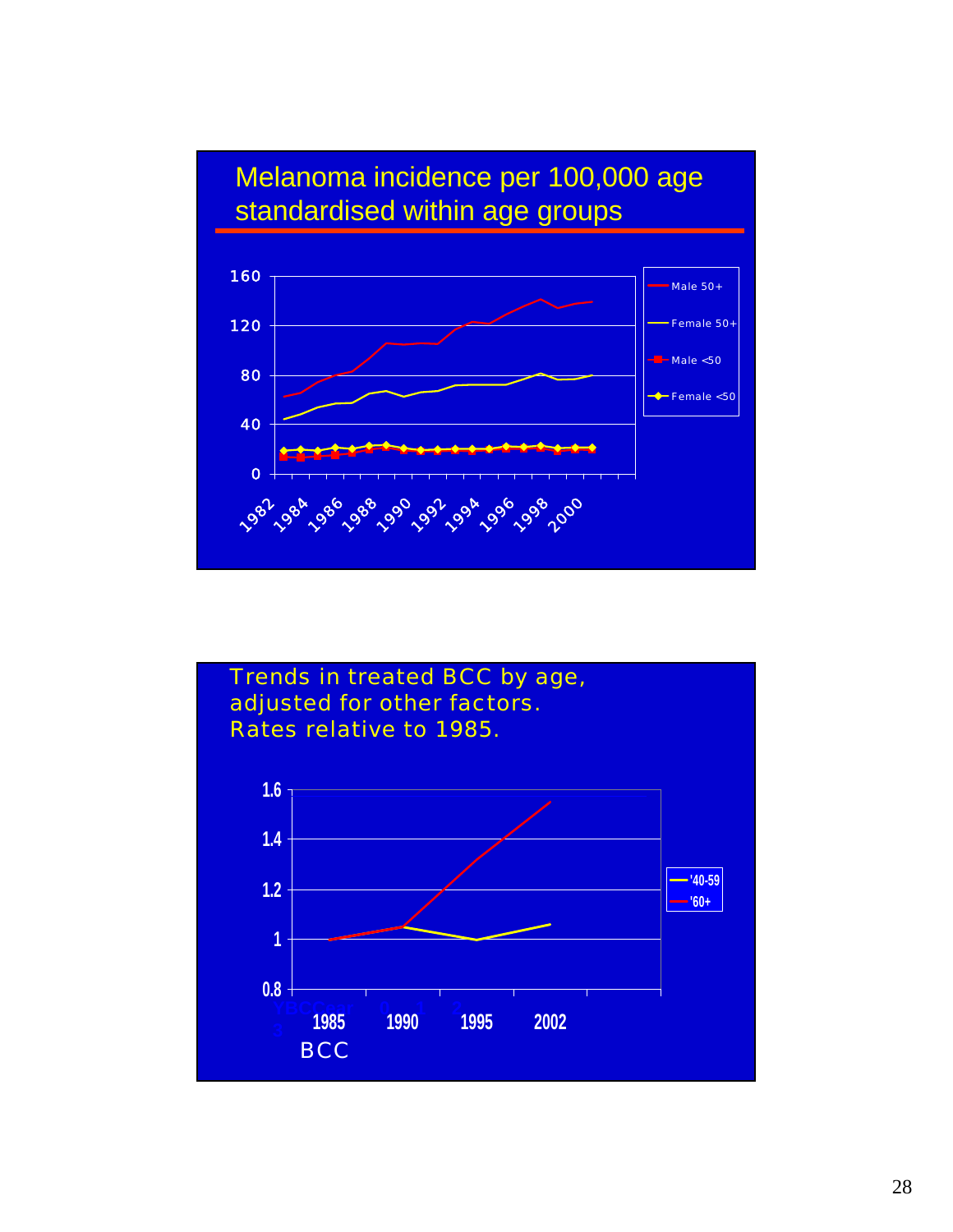## Melanoma incidence per 100,000 age standardised within age groups

Legend: Male 50+, Female 50+, Male <50, Female <50

Y-axis: 0, 40, 80, 120, 160

X-axis: 1982, 1984, 1986, 1988, 1990, 1992, 1994, 1996, 1998, 2000

## Trends in treated BCC by age, adjusted for other factors. Rates relative to 1985.

Legend: '40-59, '60+

Y-axis: 0.8, 1, 1.2, 1.4, 1.6

X-axis: 1985, 1990, 1995, 2002

BCC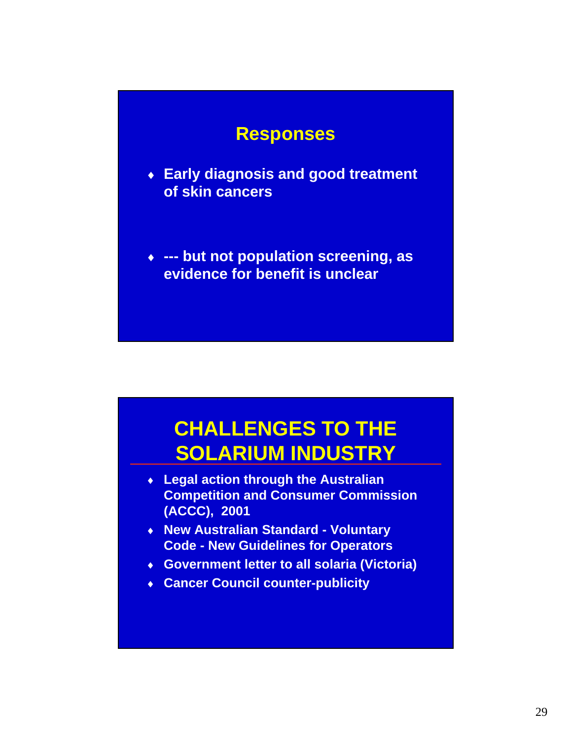## Responses

- Early diagnosis and good treatment of skin cancers
- --- but not population screening, as evidence for benefit is unclear

## CHALLENGES TO THE SOLARIUM INDUSTRY

- Legal action through the Australian Competition and Consumer Commission (ACCC), 2001
- New Australian Standard - Voluntary Code - New Guidelines for Operators
- Government letter to all solaria (Victoria)
- Cancer Council counter-publicity